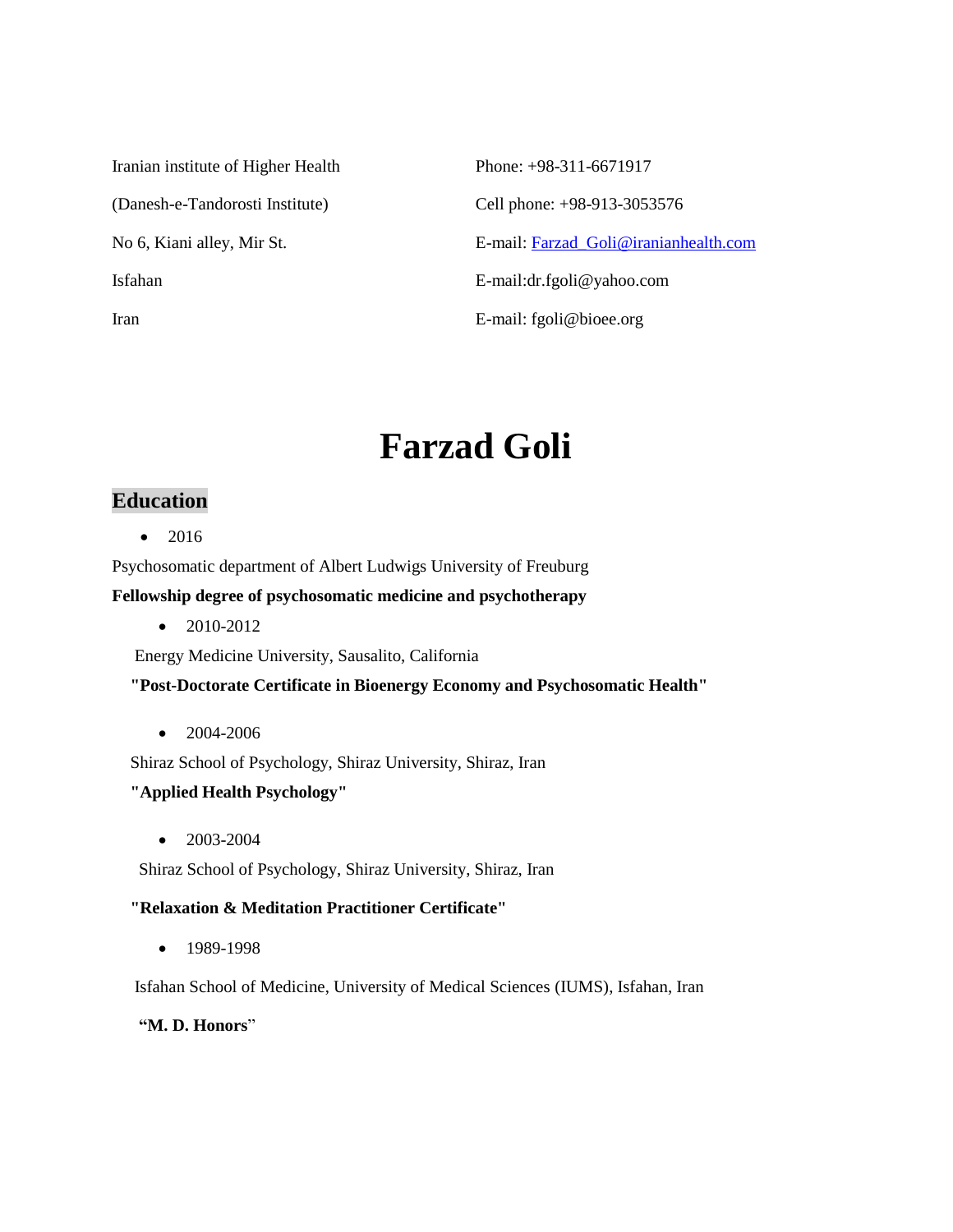Iranian institute of Higher Health

(Danesh-e-Tandorosti Institute)

No 6, Kiani alley, Mir St.

Isfahan

Iran

Phone: +98-311-6671917

Cell phone: +98-913-3053576

E-mail: Farzad_Goli@iranianhealth.com

E-mail:dr.fgoli@yahoo.com

E-mail: fgoli@bioee.org

# Farzad Goli

## Education

- 2016

Psychosomatic department of Albert Ludwigs University of Freuburg

**Fellowship degree of psychosomatic medicine and psychotherapy**

- 2010-2012

Energy Medicine University, Sausalito, California

**"Post-Doctorate Certificate in Bioenergy Economy and Psychosomatic Health"**

- 2004-2006

Shiraz School of Psychology, Shiraz University, Shiraz, Iran

**"Applied Health Psychology"**

- 2003-2004

Shiraz School of Psychology, Shiraz University, Shiraz, Iran

**"Relaxation & Meditation Practitioner Certificate"**

- 1989-1998

Isfahan School of Medicine, University of Medical Sciences (IUMS), Isfahan, Iran

**"M. D. Honors**"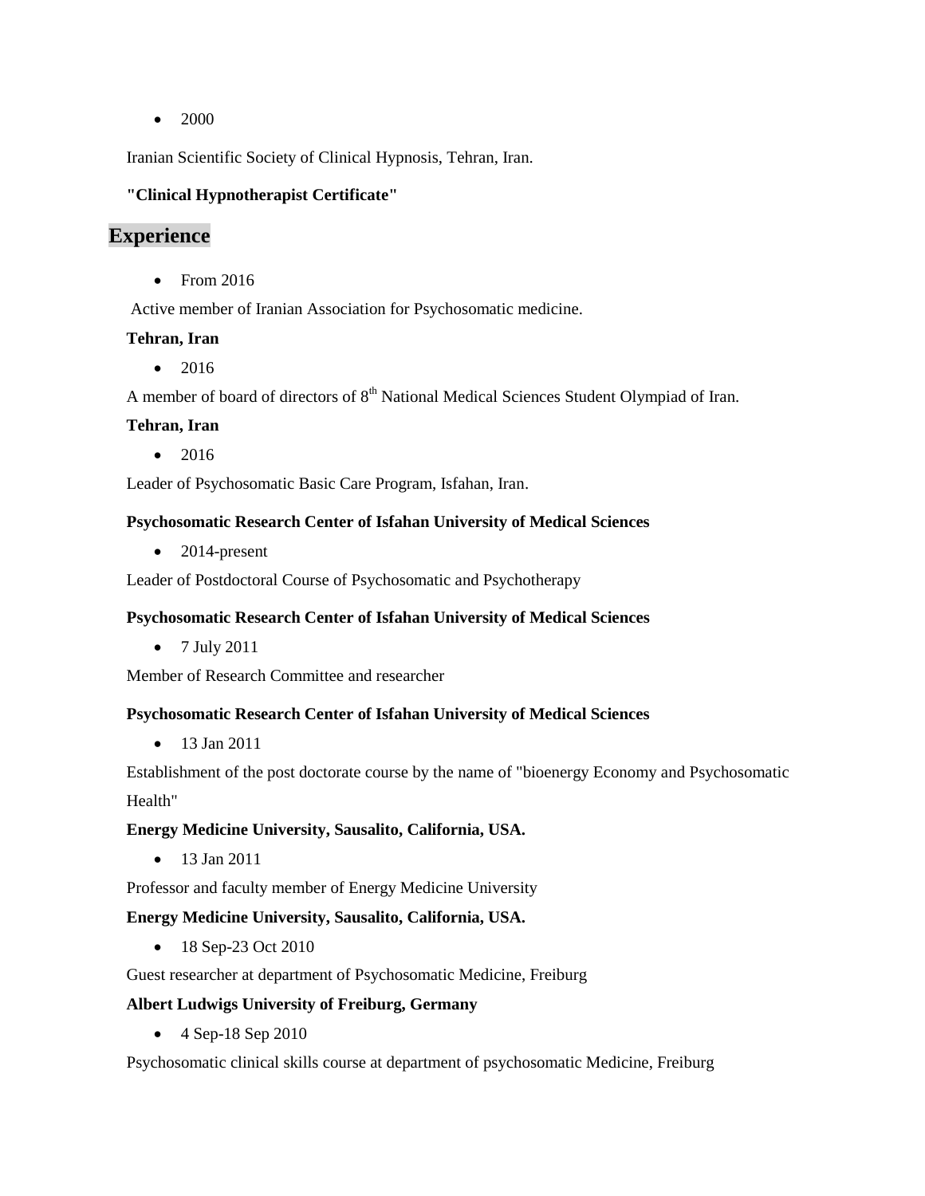- 2000

Iranian Scientific Society of Clinical Hypnosis, Tehran, Iran.

**"Clinical Hypnotherapist Certificate"**

## Experience

- From 2016

Active member of Iranian Association for Psychosomatic medicine.

**Tehran, Iran**

- 2016

A member of board of directors of 8th National Medical Sciences Student Olympiad of Iran.

**Tehran, Iran**

- 2016

Leader of Psychosomatic Basic Care Program, Isfahan, Iran.

**Psychosomatic Research Center of Isfahan University of Medical Sciences**

- 2014-present

Leader of Postdoctoral Course of Psychosomatic and Psychotherapy

**Psychosomatic Research Center of Isfahan University of Medical Sciences**

- 7 July 2011

Member of Research Committee and researcher

**Psychosomatic Research Center of Isfahan University of Medical Sciences**

- 13 Jan 2011

Establishment of the post doctorate course by the name of "bioenergy Economy and Psychosomatic Health"

**Energy Medicine University, Sausalito, California, USA.**

- 13 Jan 2011

Professor and faculty member of Energy Medicine University

**Energy Medicine University, Sausalito, California, USA.**

- 18 Sep-23 Oct 2010

Guest researcher at department of Psychosomatic Medicine, Freiburg

**Albert Ludwigs University of Freiburg, Germany**

- 4 Sep-18 Sep 2010

Psychosomatic clinical skills course at department of psychosomatic Medicine, Freiburg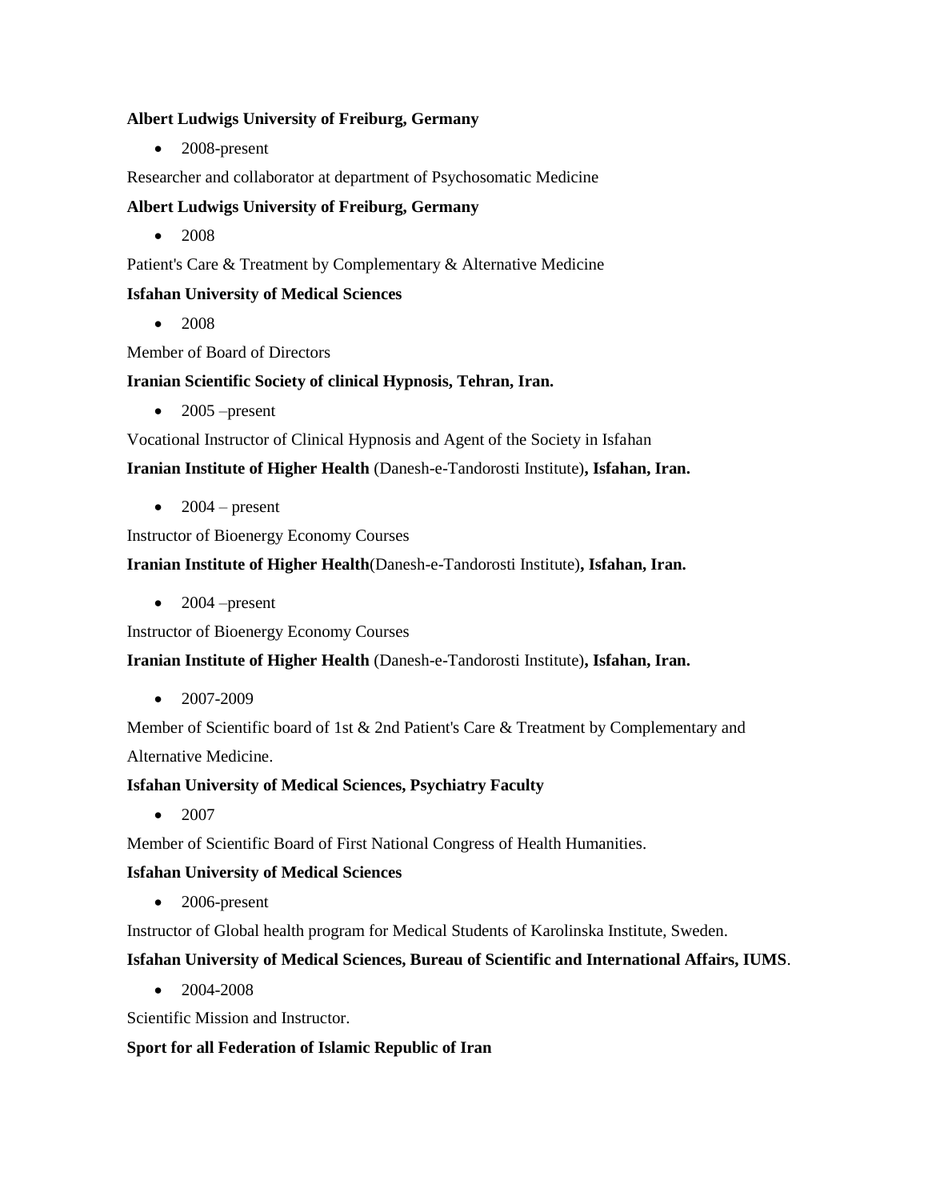**Albert Ludwigs University of Freiburg, Germany**

- 2008-present

Researcher and collaborator at department of Psychosomatic Medicine

**Albert Ludwigs University of Freiburg, Germany**

- 2008

Patient's Care & Treatment by Complementary & Alternative Medicine

**Isfahan University of Medical Sciences**

- 2008

Member of Board of Directors

**Iranian Scientific Society of clinical Hypnosis, Tehran, Iran.**

- 2005 –present

Vocational Instructor of Clinical Hypnosis and Agent of the Society in Isfahan

**Iranian Institute of Higher Health** (Danesh-e-Tandorosti Institute)**, Isfahan, Iran.**

- 2004 – present

Instructor of Bioenergy Economy Courses

**Iranian Institute of Higher Health**(Danesh-e-Tandorosti Institute)**, Isfahan, Iran.**

- 2004 –present

Instructor of Bioenergy Economy Courses

**Iranian Institute of Higher Health** (Danesh-e-Tandorosti Institute)**, Isfahan, Iran.**

- 2007-2009

Member of Scientific board of 1st & 2nd Patient's Care & Treatment by Complementary and Alternative Medicine.

**Isfahan University of Medical Sciences, Psychiatry Faculty**

- 2007

Member of Scientific Board of First National Congress of Health Humanities.

**Isfahan University of Medical Sciences**

- 2006-present

Instructor of Global health program for Medical Students of Karolinska Institute, Sweden.

**Isfahan University of Medical Sciences, Bureau of Scientific and International Affairs, IUMS**.

- 2004-2008

Scientific Mission and Instructor.

**Sport for all Federation of Islamic Republic of Iran**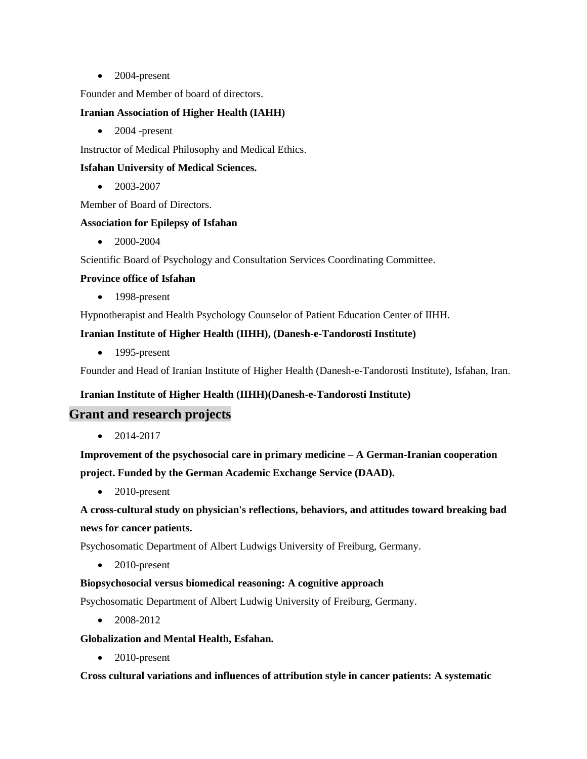- 2004-present

Founder and Member of board of directors.

**Iranian Association of Higher Health (IAHH)**

- 2004 -present

Instructor of Medical Philosophy and Medical Ethics.

**Isfahan University of Medical Sciences.**

- 2003-2007

Member of Board of Directors.

**Association for Epilepsy of Isfahan**

- 2000-2004

Scientific Board of Psychology and Consultation Services Coordinating Committee.

**Province office of Isfahan**

- 1998-present

Hypnotherapist and Health Psychology Counselor of Patient Education Center of IIHH.

**Iranian Institute of Higher Health (IIHH), (Danesh-e-Tandorosti Institute)**

- 1995-present

Founder and Head of Iranian Institute of Higher Health (Danesh-e-Tandorosti Institute), Isfahan, Iran.

**Iranian Institute of Higher Health (IIHH)(Danesh-e-Tandorosti Institute)**

## Grant and research projects

- 2014-2017

**Improvement of the psychosocial care in primary medicine – A German-Iranian cooperation project. Funded by the German Academic Exchange Service (DAAD).**

- 2010-present

**A cross-cultural study on physician's reflections, behaviors, and attitudes toward breaking bad news for cancer patients.**

Psychosomatic Department of Albert Ludwigs University of Freiburg, Germany.

- 2010-present

**Biopsychosocial versus biomedical reasoning: A cognitive approach**

Psychosomatic Department of Albert Ludwig University of Freiburg, Germany.

- 2008-2012

**Globalization and Mental Health, Esfahan.**

- 2010-present

**Cross cultural variations and influences of attribution style in cancer patients: A systematic**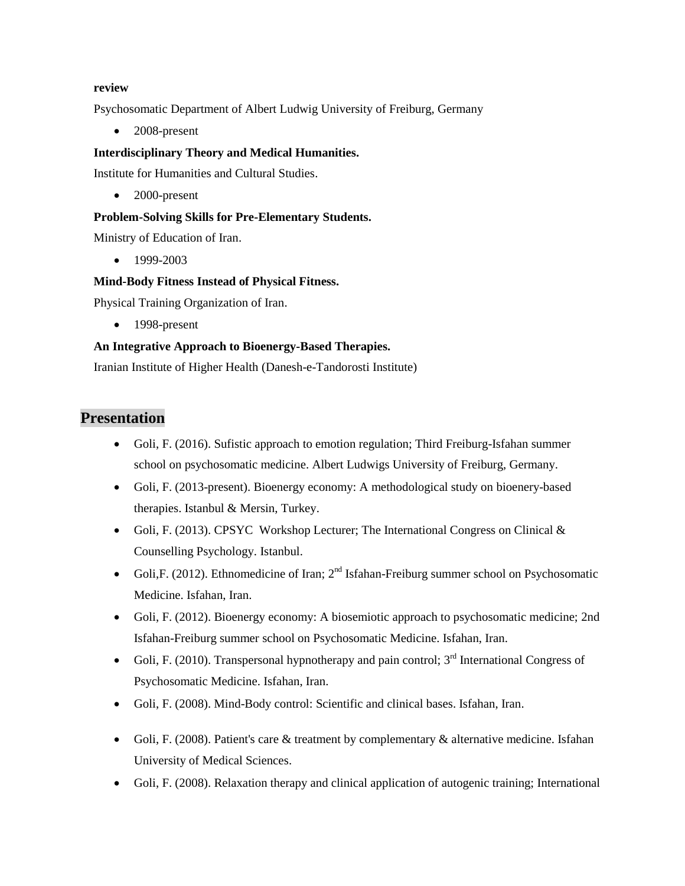**review**

Psychosomatic Department of Albert Ludwig University of Freiburg, Germany

- 2008-present

**Interdisciplinary Theory and Medical Humanities.**

Institute for Humanities and Cultural Studies.

- 2000-present

**Problem-Solving Skills for Pre-Elementary Students.**

Ministry of Education of Iran.

- 1999-2003

**Mind-Body Fitness Instead of Physical Fitness.**

Physical Training Organization of Iran.

- 1998-present

**An Integrative Approach to Bioenergy-Based Therapies.**

Iranian Institute of Higher Health (Danesh-e-Tandorosti Institute)

## Presentation

- Goli, F. (2016). Sufistic approach to emotion regulation; Third Freiburg-Isfahan summer school on psychosomatic medicine. Albert Ludwigs University of Freiburg, Germany.
- Goli, F. (2013-present). Bioenergy economy: A methodological study on bioenery-based therapies. Istanbul & Mersin, Turkey.
- Goli, F. (2013). CPSYC Workshop Lecturer; The International Congress on Clinical & Counselling Psychology. Istanbul.
- Goli,F. (2012). Ethnomedicine of Iran; 2nd Isfahan-Freiburg summer school on Psychosomatic Medicine. Isfahan, Iran.
- Goli, F. (2012). Bioenergy economy: A biosemiotic approach to psychosomatic medicine; 2nd Isfahan-Freiburg summer school on Psychosomatic Medicine. Isfahan, Iran.
- Goli, F. (2010). Transpersonal hypnotherapy and pain control; 3rd International Congress of Psychosomatic Medicine. Isfahan, Iran.
- Goli, F. (2008). Mind-Body control: Scientific and clinical bases. Isfahan, Iran.
- Goli, F. (2008). Patient's care & treatment by complementary & alternative medicine. Isfahan University of Medical Sciences.
- Goli, F. (2008). Relaxation therapy and clinical application of autogenic training; International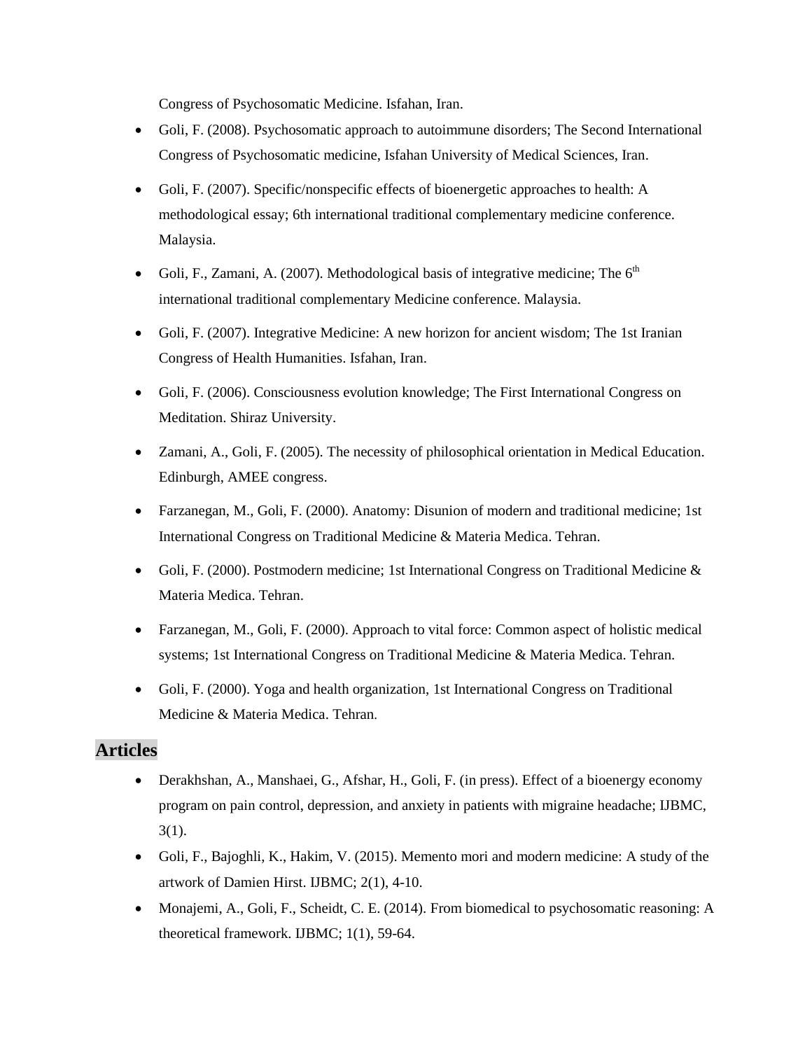Congress of Psychosomatic Medicine. Isfahan, Iran.

- Goli, F. (2008). Psychosomatic approach to autoimmune disorders; The Second International Congress of Psychosomatic medicine, Isfahan University of Medical Sciences, Iran.
- Goli, F. (2007). Specific/nonspecific effects of bioenergetic approaches to health: A methodological essay; 6th international traditional complementary medicine conference. Malaysia.
- Goli, F., Zamani, A. (2007). Methodological basis of integrative medicine; The 6th international traditional complementary Medicine conference. Malaysia.
- Goli, F. (2007). Integrative Medicine: A new horizon for ancient wisdom; The 1st Iranian Congress of Health Humanities. Isfahan, Iran.
- Goli, F. (2006). Consciousness evolution knowledge; The First International Congress on Meditation. Shiraz University.
- Zamani, A., Goli, F. (2005). The necessity of philosophical orientation in Medical Education. Edinburgh, AMEE congress.
- Farzanegan, M., Goli, F. (2000). Anatomy: Disunion of modern and traditional medicine; 1st International Congress on Traditional Medicine & Materia Medica. Tehran.
- Goli, F. (2000). Postmodern medicine; 1st International Congress on Traditional Medicine & Materia Medica. Tehran.
- Farzanegan, M., Goli, F. (2000). Approach to vital force: Common aspect of holistic medical systems; 1st International Congress on Traditional Medicine & Materia Medica. Tehran.
- Goli, F. (2000). Yoga and health organization, 1st International Congress on Traditional Medicine & Materia Medica. Tehran.

## Articles

- Derakhshan, A., Manshaei, G., Afshar, H., Goli, F. (in press). Effect of a bioenergy economy program on pain control, depression, and anxiety in patients with migraine headache; IJBMC, 3(1).
- Goli, F., Bajoghli, K., Hakim, V. (2015). Memento mori and modern medicine: A study of the artwork of Damien Hirst. IJBMC; 2(1), 4-10.
- Monajemi, A., Goli, F., Scheidt, C. E. (2014). From biomedical to psychosomatic reasoning: A theoretical framework. IJBMC; 1(1), 59-64.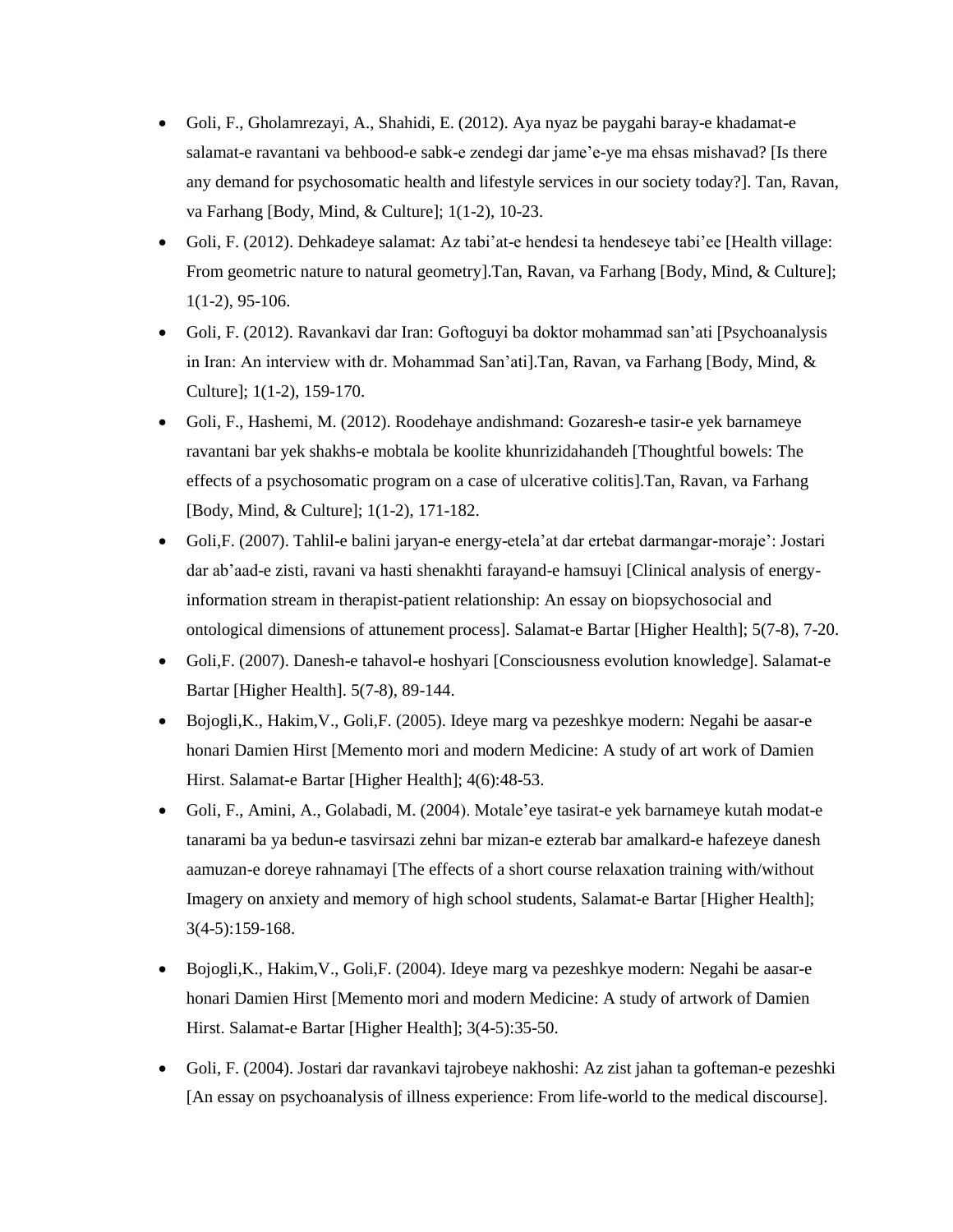- Goli, F., Gholamrezayi, A., Shahidi, E. (2012). Aya nyaz be paygahi baray-e khadamat-e salamat-e ravantani va behbood-e sabk-e zendegi dar jame'e-ye ma ehsas mishavad? [Is there any demand for psychosomatic health and lifestyle services in our society today?]. Tan, Ravan, va Farhang [Body, Mind, & Culture]; 1(1-2), 10-23.
- Goli, F. (2012). Dehkadeye salamat: Az tabi'at-e hendesi ta hendeseye tabi'ee [Health village: From geometric nature to natural geometry].Tan, Ravan, va Farhang [Body, Mind, & Culture]; 1(1-2), 95-106.
- Goli, F. (2012). Ravankavi dar Iran: Goftoguyi ba doktor mohammad san'ati [Psychoanalysis in Iran: An interview with dr. Mohammad San'ati].Tan, Ravan, va Farhang [Body, Mind, & Culture]; 1(1-2), 159-170.
- Goli, F., Hashemi, M. (2012). Roodehaye andishmand: Gozaresh-e tasir-e yek barnameye ravantani bar yek shakhs-e mobtala be koolite khunrizidahandeh [Thoughtful bowels: The effects of a psychosomatic program on a case of ulcerative colitis].Tan, Ravan, va Farhang [Body, Mind, & Culture]; 1(1-2), 171-182.
- Goli,F. (2007). Tahlil-e balini jaryan-e energy-etela'at dar ertebat darmangar-moraje': Jostari dar ab'aad-e zisti, ravani va hasti shenakhti farayand-e hamsuyi [Clinical analysis of energy-information stream in therapist-patient relationship: An essay on biopsychosocial and ontological dimensions of attunement process]. Salamat-e Bartar [Higher Health]; 5(7-8), 7-20.
- Goli,F. (2007). Danesh-e tahavol-e hoshyari [Consciousness evolution knowledge]. Salamat-e Bartar [Higher Health]. 5(7-8), 89-144.
- Bojogli,K., Hakim,V., Goli,F. (2005). Ideye marg va pezeshkye modern: Negahi be aasar-e honari Damien Hirst [Memento mori and modern Medicine: A study of art work of Damien Hirst. Salamat-e Bartar [Higher Health]; 4(6):48-53.
- Goli, F., Amini, A., Golabadi, M. (2004). Motale'eye tasirat-e yek barnameye kutah modat-e tanarami ba ya bedun-e tasvirsazi zehni bar mizan-e ezterab bar amalkard-e hafezeye danesh aamuzan-e doreye rahnamayi [The effects of a short course relaxation training with/without Imagery on anxiety and memory of high school students, Salamat-e Bartar [Higher Health]; 3(4-5):159-168.
- Bojogli,K., Hakim,V., Goli,F. (2004). Ideye marg va pezeshkye modern: Negahi be aasar-e honari Damien Hirst [Memento mori and modern Medicine: A study of artwork of Damien Hirst. Salamat-e Bartar [Higher Health]; 3(4-5):35-50.
- Goli, F. (2004). Jostari dar ravankavi tajrobeye nakhoshi: Az zist jahan ta gofteman-e pezeshki [An essay on psychoanalysis of illness experience: From life-world to the medical discourse].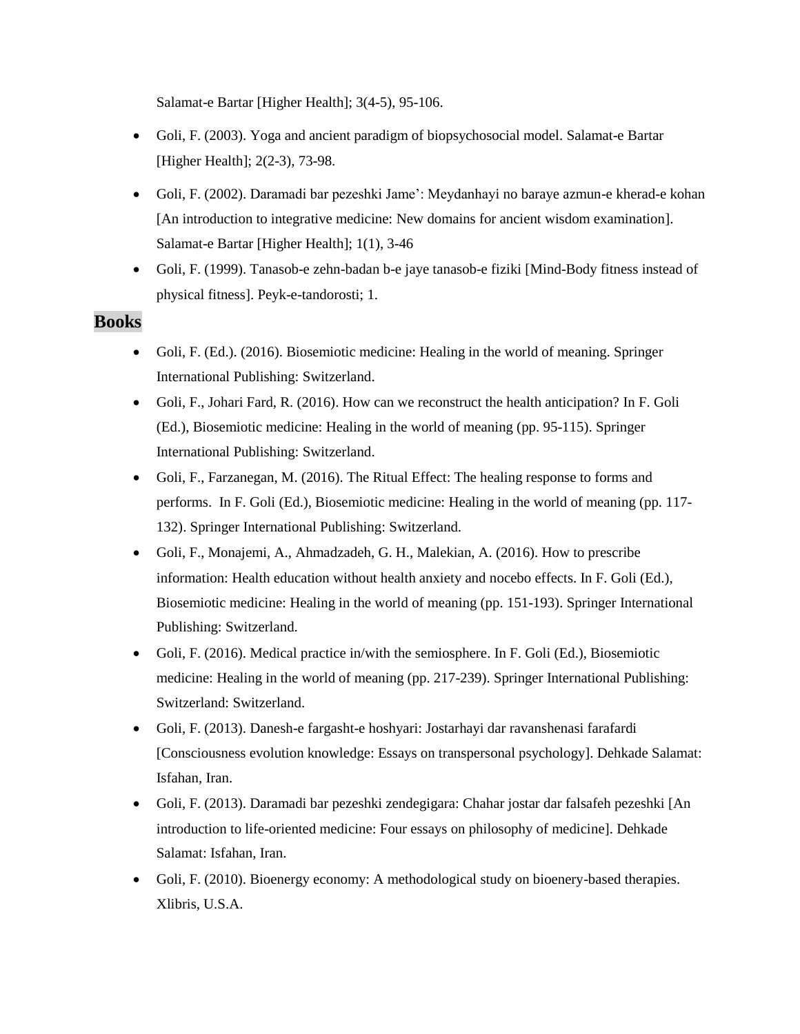Salamat-e Bartar [Higher Health]; 3(4-5), 95-106.

- Goli, F. (2003). Yoga and ancient paradigm of biopsychosocial model. Salamat-e Bartar [Higher Health]; 2(2-3), 73-98.
- Goli, F. (2002). Daramadi bar pezeshki Jame': Meydanhayi no baraye azmun-e kherad-e kohan [An introduction to integrative medicine: New domains for ancient wisdom examination]. Salamat-e Bartar [Higher Health]; 1(1), 3-46
- Goli, F. (1999). Tanasob-e zehn-badan b-e jaye tanasob-e fiziki [Mind-Body fitness instead of physical fitness]. Peyk-e-tandorosti; 1.

## Books

- Goli, F. (Ed.). (2016). Biosemiotic medicine: Healing in the world of meaning. Springer International Publishing: Switzerland.
- Goli, F., Johari Fard, R. (2016). How can we reconstruct the health anticipation? In F. Goli (Ed.), Biosemiotic medicine: Healing in the world of meaning (pp. 95-115). Springer International Publishing: Switzerland.
- Goli, F., Farzanegan, M. (2016). The Ritual Effect: The healing response to forms and performs. In F. Goli (Ed.), Biosemiotic medicine: Healing in the world of meaning (pp. 117-132). Springer International Publishing: Switzerland.
- Goli, F., Monajemi, A., Ahmadzadeh, G. H., Malekian, A. (2016). How to prescribe information: Health education without health anxiety and nocebo effects. In F. Goli (Ed.), Biosemiotic medicine: Healing in the world of meaning (pp. 151-193). Springer International Publishing: Switzerland.
- Goli, F. (2016). Medical practice in/with the semiosphere. In F. Goli (Ed.), Biosemiotic medicine: Healing in the world of meaning (pp. 217-239). Springer International Publishing: Switzerland: Switzerland.
- Goli, F. (2013). Danesh-e fargasht-e hoshyari: Jostarhayi dar ravanshenasi farafardi [Consciousness evolution knowledge: Essays on transpersonal psychology]. Dehkade Salamat: Isfahan, Iran.
- Goli, F. (2013). Daramadi bar pezeshki zendegigara: Chahar jostar dar falsafeh pezeshki [An introduction to life-oriented medicine: Four essays on philosophy of medicine]. Dehkade Salamat: Isfahan, Iran.
- Goli, F. (2010). Bioenergy economy: A methodological study on bioenery-based therapies. Xlibris, U.S.A.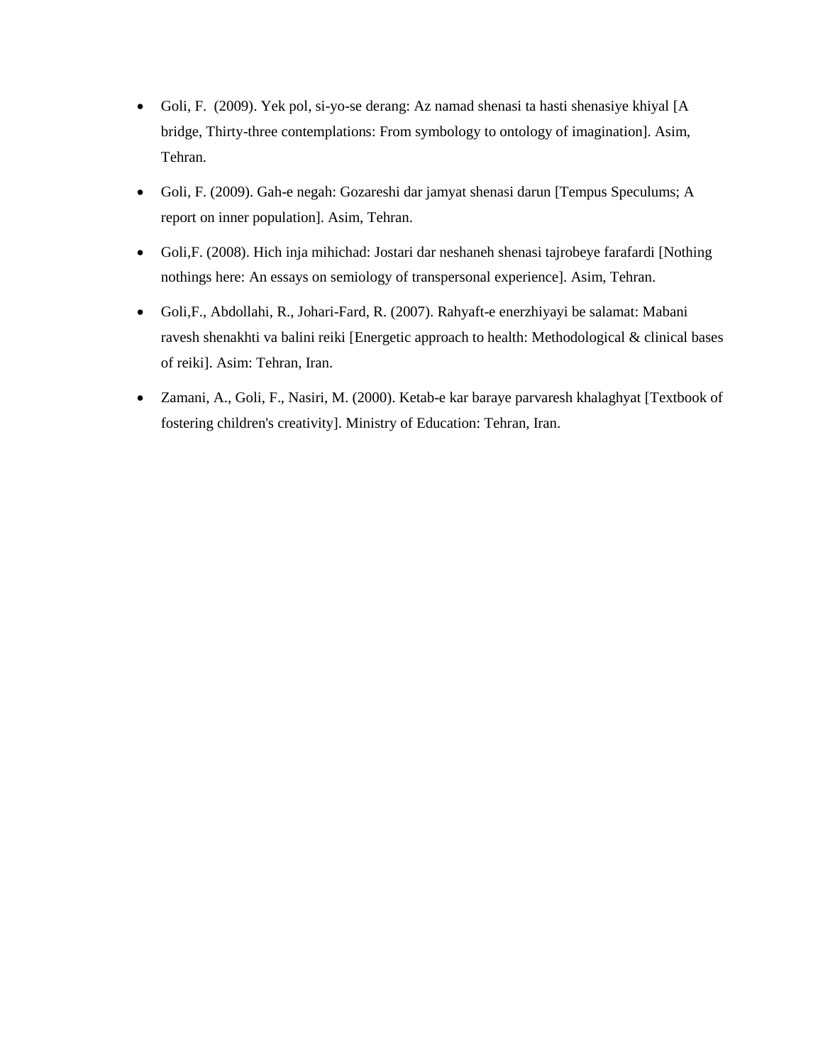- Goli, F.  (2009). Yek pol, si-yo-se derang: Az namad shenasi ta hasti shenasiye khiyal [A bridge, Thirty-three contemplations: From symbology to ontology of imagination]. Asim, Tehran.
- Goli, F. (2009). Gah-e negah: Gozareshi dar jamyat shenasi darun [Tempus Speculums; A report on inner population]. Asim, Tehran.
- Goli,F. (2008). Hich inja mihichad: Jostari dar neshaneh shenasi tajrobeye farafardi [Nothing nothings here: An essays on semiology of transpersonal experience]. Asim, Tehran.
- Goli,F., Abdollahi, R., Johari-Fard, R. (2007). Rahyaft-e enerzhiyayi be salamat: Mabani ravesh shenakhti va balini reiki [Energetic approach to health: Methodological & clinical bases of reiki]. Asim: Tehran, Iran.
- Zamani, A., Goli, F., Nasiri, M. (2000). Ketab-e kar baraye parvaresh khalaghyat [Textbook of fostering children's creativity]. Ministry of Education: Tehran, Iran.